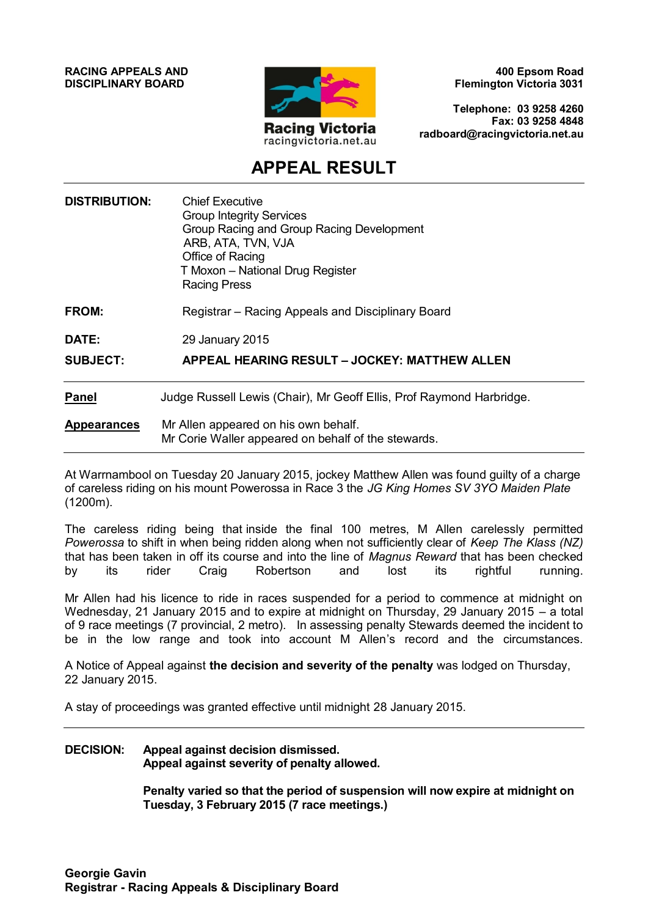**RACING APPEALS AND DISCIPLINARY BOARD**

Racing Victoria
racingvictoria.net.au

**400 Epsom Road**
**Flemington Victoria 3031**

**Telephone: 03 9258 4260**
**Fax: 03 9258 4848**
**radboard@racingvictoria.net.au**

# APPEAL RESULT

| | |
|---|---|
| **DISTRIBUTION:** | Chief Executive<br>Group Integrity Services<br>Group Racing and Group Racing Development<br>ARB, ATA, TVN, VJA<br>Office of Racing<br>T Moxon – National Drug Register<br>Racing Press |
| **FROM:** | Registrar – Racing Appeals and Disciplinary Board |
| **DATE:** | 29 January 2015 |
| **SUBJECT:** | **APPEAL HEARING RESULT – JOCKEY: MATTHEW ALLEN** |

**Panel** Judge Russell Lewis (Chair), Mr Geoff Ellis, Prof Raymond Harbridge.

**Appearances** Mr Allen appeared on his own behalf.
Mr Corie Waller appeared on behalf of the stewards.

---

At Warrnambool on Tuesday 20 January 2015, jockey Matthew Allen was found guilty of a charge of careless riding on his mount Powerossa in Race 3 the *JG King Homes SV 3YO Maiden Plate* (1200m).

The careless riding being that inside the final 100 metres, M Allen carelessly permitted *Powerossa* to shift in when being ridden along when not sufficiently clear of *Keep The Klass (NZ)* that has been taken in off its course and into the line of *Magnus Reward* that has been checked by its rider Craig Robertson and lost its rightful running.

Mr Allen had his licence to ride in races suspended for a period to commence at midnight on Wednesday, 21 January 2015 and to expire at midnight on Thursday, 29 January 2015 – a total of 9 race meetings (7 provincial, 2 metro). In assessing penalty Stewards deemed the incident to be in the low range and took into account M Allen's record and the circumstances.

A Notice of Appeal against **the decision and severity of the penalty** was lodged on Thursday, 22 January 2015.

A stay of proceedings was granted effective until midnight 28 January 2015.

---

**DECISION:** **Appeal against decision dismissed.**
**Appeal against severity of penalty allowed.**

**Penalty varied so that the period of suspension will now expire at midnight on Tuesday, 3 February 2015 (7 race meetings.)**

**Georgie Gavin**
**Registrar - Racing Appeals & Disciplinary Board**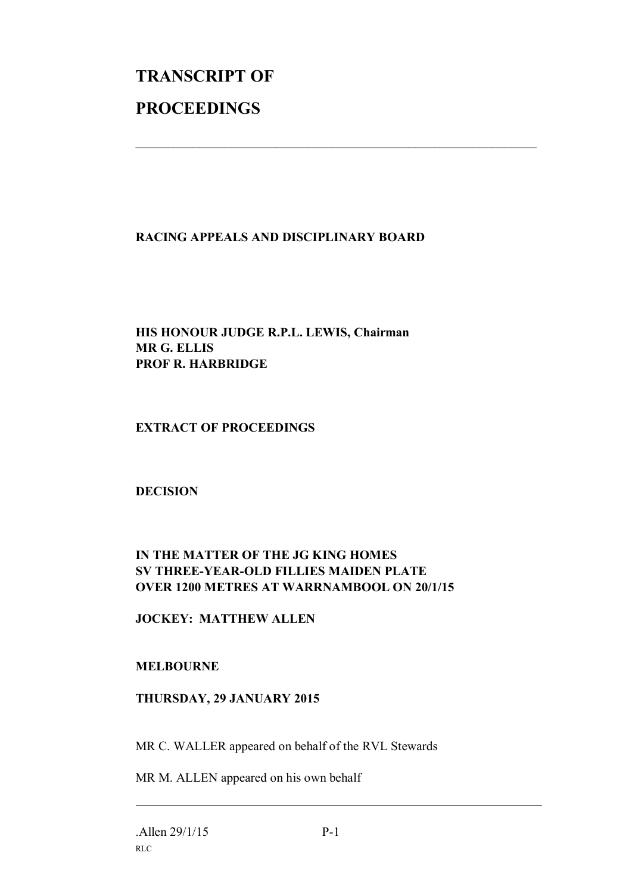# TRANSCRIPT OF

# PROCEEDINGS

---

**RACING APPEALS AND DISCIPLINARY BOARD**

**HIS HONOUR JUDGE R.P.L. LEWIS, Chairman**
**MR G. ELLIS**
**PROF R. HARBRIDGE**

**EXTRACT OF PROCEEDINGS**

**DECISION**

**IN THE MATTER OF THE JG KING HOMES**
**SV THREE-YEAR-OLD FILLIES MAIDEN PLATE**
**OVER 1200 METRES AT WARRNAMBOOL ON 20/1/15**

**JOCKEY: MATTHEW ALLEN**

**MELBOURNE**

**THURSDAY, 29 JANUARY 2015**

MR C. WALLER appeared on behalf of the RVL Stewards

MR M. ALLEN appeared on his own behalf

---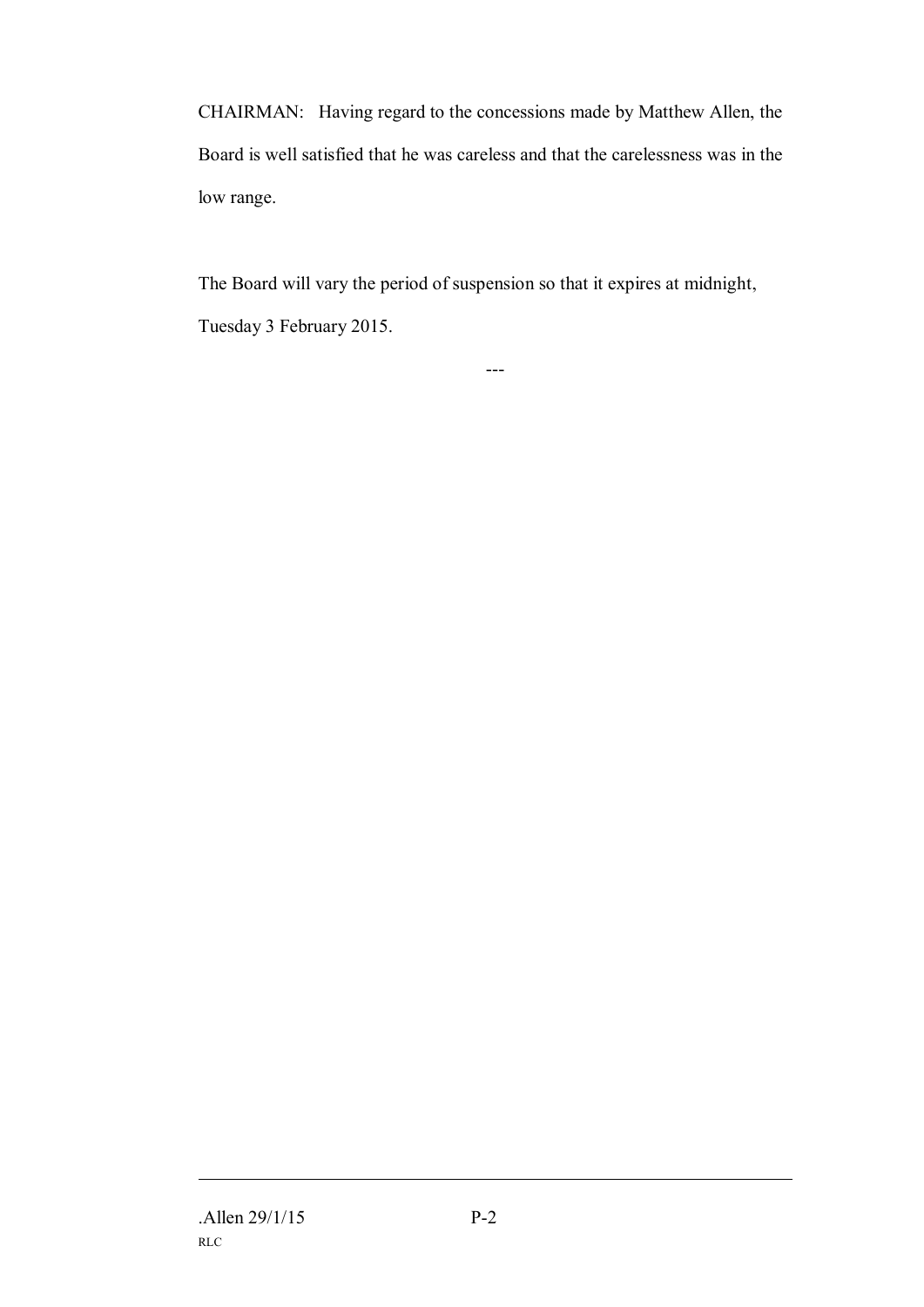CHAIRMAN: Having regard to the concessions made by Matthew Allen, the Board is well satisfied that he was careless and that the carelessness was in the low range.

The Board will vary the period of suspension so that it expires at midnight, Tuesday 3 February 2015.

---